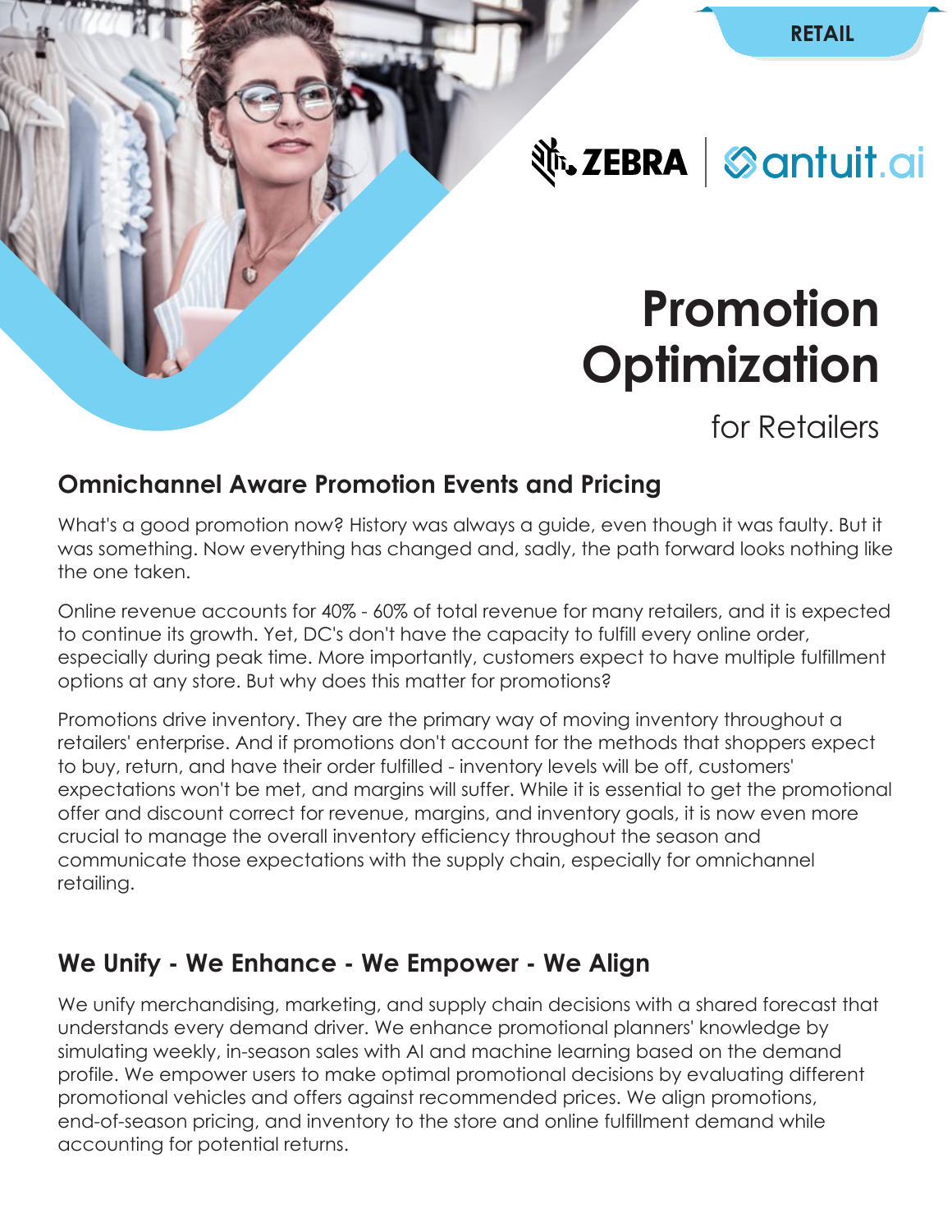RETAIL

# Promotion Optimization

for Retailers

## Omnichannel Aware Promotion Events and Pricing

What's a good promotion now? History was always a guide, even though it was faulty. But it was something. Now everything has changed and, sadly, the path forward looks nothing like the one taken.

Online revenue accounts for 40% - 60% of total revenue for many retailers, and it is expected to continue its growth. Yet, DC's don't have the capacity to fulfill every online order, especially during peak time. More importantly, customers expect to have multiple fulfillment options at any store. But why does this matter for promotions?

Promotions drive inventory. They are the primary way of moving inventory throughout a retailers' enterprise. And if promotions don't account for the methods that shoppers expect to buy, return, and have their order fulfilled - inventory levels will be off, customers' expectations won't be met, and margins will suffer. While it is essential to get the promotional offer and discount correct for revenue, margins, and inventory goals, it is now even more crucial to manage the overall inventory efficiency throughout the season and communicate those expectations with the supply chain, especially for omnichannel retailing.

## We Unify - We Enhance - We Empower - We Align

We unify merchandising, marketing, and supply chain decisions with a shared forecast that understands every demand driver. We enhance promotional planners' knowledge by simulating weekly, in-season sales with AI and machine learning based on the demand profile. We empower users to make optimal promotional decisions by evaluating different promotional vehicles and offers against recommended prices. We align promotions, end-of-season pricing, and inventory to the store and online fulfillment demand while accounting for potential returns.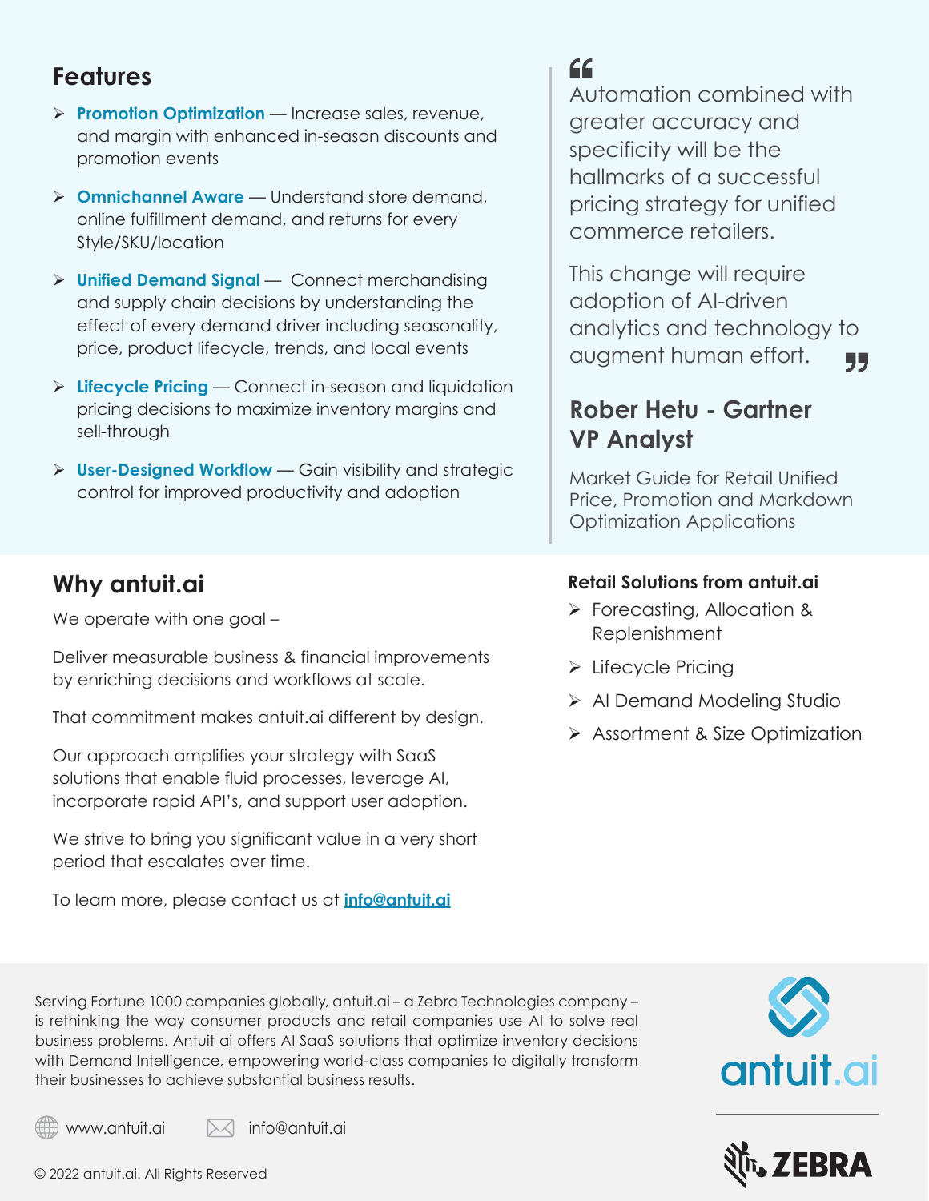## Features

- **Promotion Optimization** — Increase sales, revenue, and margin with enhanced in-season discounts and promotion events
- **Omnichannel Aware** — Understand store demand, online fulfillment demand, and returns for every Style/SKU/location
- **Unified Demand Signal** — Connect merchandising and supply chain decisions by understanding the effect of every demand driver including seasonality, price, product lifecycle, trends, and local events
- **Lifecycle Pricing** — Connect in-season and liquidation pricing decisions to maximize inventory margins and sell-through
- **User-Designed Workflow** — Gain visibility and strategic control for improved productivity and adoption

> "Automation combined with greater accuracy and specificity will be the hallmarks of a successful pricing strategy for unified commerce retailers.
>
> This change will require adoption of AI-driven analytics and technology to augment human effort."

### Rober Hetu - Gartner VP Analyst

Market Guide for Retail Unified Price, Promotion and Markdown Optimization Applications

## Why antuit.ai

We operate with one goal –

Deliver measurable business & financial improvements by enriching decisions and workflows at scale.

That commitment makes antuit.ai different by design.

Our approach amplifies your strategy with SaaS solutions that enable fluid processes, leverage AI, incorporate rapid API's, and support user adoption.

We strive to bring you significant value in a very short period that escalates over time.

To learn more, please contact us at **info@antuit.ai**

**Retail Solutions from antuit.ai**

- Forecasting, Allocation & Replenishment
- Lifecycle Pricing
- AI Demand Modeling Studio
- Assortment & Size Optimization

Serving Fortune 1000 companies globally, antuit.ai – a Zebra Technologies company – is rethinking the way consumer products and retail companies use AI to solve real business problems. Antuit ai offers AI SaaS solutions that optimize inventory decisions with Demand Intelligence, empowering world-class companies to digitally transform their businesses to achieve substantial business results.

www.antuit.ai info@antuit.ai

© 2022 antuit.ai. All Rights Reserved

antuit.ai

ZEBRA